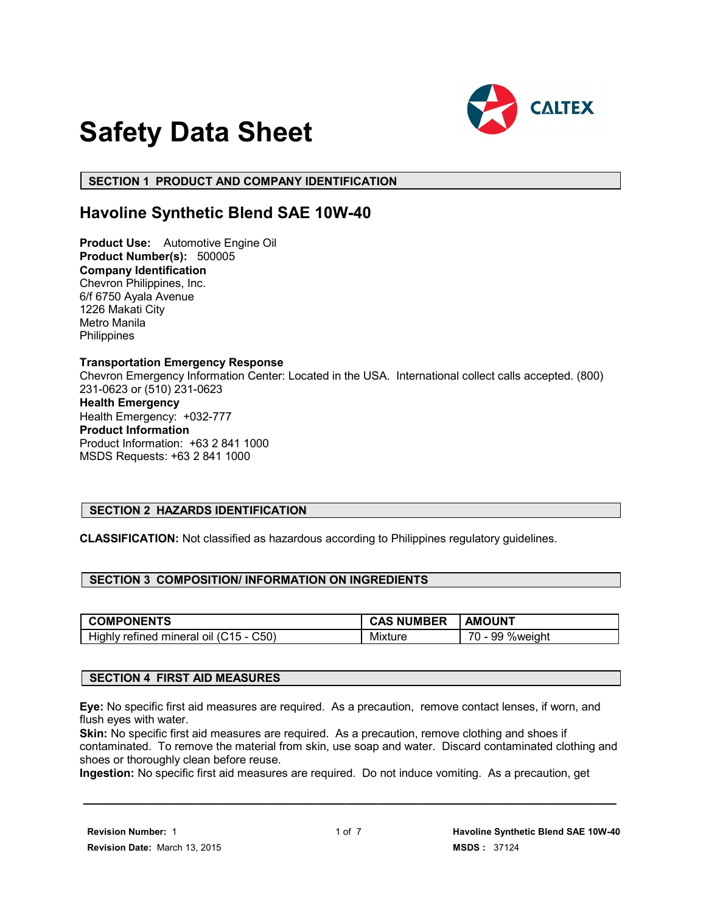# Safety Data Sheet

CALTEX

## SECTION 1 PRODUCT AND COMPANY IDENTIFICATION

## Havoline Synthetic Blend SAE 10W-40

**Product Use:** Automotive Engine Oil
**Product Number(s):** 500005
**Company Identification**
Chevron Philippines, Inc.
6/f 6750 Ayala Avenue
1226 Makati City
Metro Manila
Philippines

**Transportation Emergency Response**
Chevron Emergency Information Center: Located in the USA. International collect calls accepted. (800) 231-0623 or (510) 231-0623
**Health Emergency**
Health Emergency: +032-777
**Product Information**
Product Information: +63 2 841 1000
MSDS Requests: +63 2 841 1000

## SECTION 2 HAZARDS IDENTIFICATION

**CLASSIFICATION:** Not classified as hazardous according to Philippines regulatory guidelines.

## SECTION 3 COMPOSITION/ INFORMATION ON INGREDIENTS

| COMPONENTS | CAS NUMBER | AMOUNT |
|---|---|---|
| Highly refined mineral oil (C15 - C50) | Mixture | 70 - 99 %weight |

## SECTION 4 FIRST AID MEASURES

**Eye:** No specific first aid measures are required. As a precaution, remove contact lenses, if worn, and flush eyes with water.
**Skin:** No specific first aid measures are required. As a precaution, remove clothing and shoes if contaminated. To remove the material from skin, use soap and water. Discard contaminated clothing and shoes or thoroughly clean before reuse.
**Ingestion:** No specific first aid measures are required. Do not induce vomiting. As a precaution, get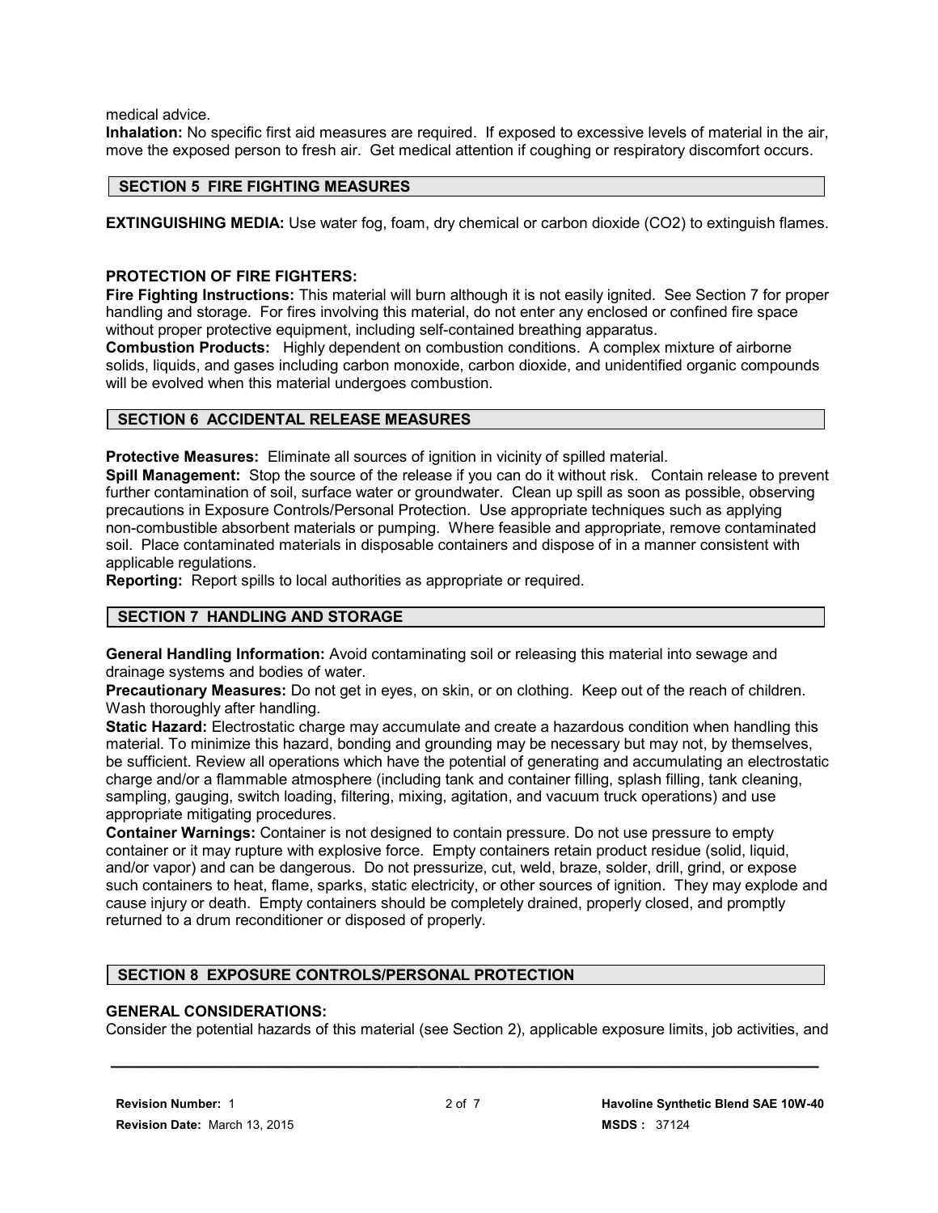medical advice.

**Inhalation:** No specific first aid measures are required. If exposed to excessive levels of material in the air, move the exposed person to fresh air. Get medical attention if coughing or respiratory discomfort occurs.

## SECTION 5 FIRE FIGHTING MEASURES

**EXTINGUISHING MEDIA:** Use water fog, foam, dry chemical or carbon dioxide ($CO_2$) to extinguish flames.

**PROTECTION OF FIRE FIGHTERS:**

**Fire Fighting Instructions:** This material will burn although it is not easily ignited. See Section 7 for proper handling and storage. For fires involving this material, do not enter any enclosed or confined fire space without proper protective equipment, including self-contained breathing apparatus.

**Combustion Products:** Highly dependent on combustion conditions. A complex mixture of airborne solids, liquids, and gases including carbon monoxide, carbon dioxide, and unidentified organic compounds will be evolved when this material undergoes combustion.

## SECTION 6 ACCIDENTAL RELEASE MEASURES

**Protective Measures:** Eliminate all sources of ignition in vicinity of spilled material.

**Spill Management:** Stop the source of the release if you can do it without risk. Contain release to prevent further contamination of soil, surface water or groundwater. Clean up spill as soon as possible, observing precautions in Exposure Controls/Personal Protection. Use appropriate techniques such as applying non-combustible absorbent materials or pumping. Where feasible and appropriate, remove contaminated soil. Place contaminated materials in disposable containers and dispose of in a manner consistent with applicable regulations.

**Reporting:** Report spills to local authorities as appropriate or required.

## SECTION 7 HANDLING AND STORAGE

**General Handling Information:** Avoid contaminating soil or releasing this material into sewage and drainage systems and bodies of water.

**Precautionary Measures:** Do not get in eyes, on skin, or on clothing. Keep out of the reach of children. Wash thoroughly after handling.

**Static Hazard:** Electrostatic charge may accumulate and create a hazardous condition when handling this material. To minimize this hazard, bonding and grounding may be necessary but may not, by themselves, be sufficient. Review all operations which have the potential of generating and accumulating an electrostatic charge and/or a flammable atmosphere (including tank and container filling, splash filling, tank cleaning, sampling, gauging, switch loading, filtering, mixing, agitation, and vacuum truck operations) and use appropriate mitigating procedures.

**Container Warnings:** Container is not designed to contain pressure. Do not use pressure to empty container or it may rupture with explosive force. Empty containers retain product residue (solid, liquid, and/or vapor) and can be dangerous. Do not pressurize, cut, weld, braze, solder, drill, grind, or expose such containers to heat, flame, sparks, static electricity, or other sources of ignition. They may explode and cause injury or death. Empty containers should be completely drained, properly closed, and promptly returned to a drum reconditioner or disposed of properly.

## SECTION 8 EXPOSURE CONTROLS/PERSONAL PROTECTION

**GENERAL CONSIDERATIONS:**

Consider the potential hazards of this material (see Section 2), applicable exposure limits, job activities, and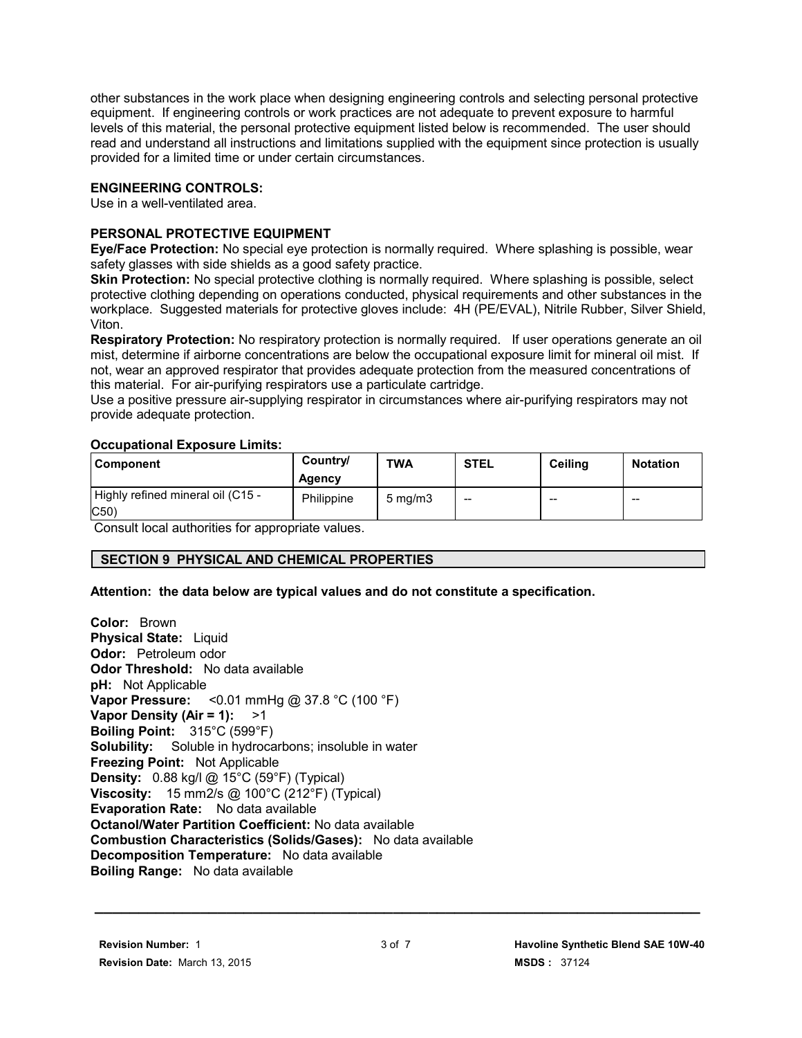other substances in the work place when designing engineering controls and selecting personal protective equipment. If engineering controls or work practices are not adequate to prevent exposure to harmful levels of this material, the personal protective equipment listed below is recommended. The user should read and understand all instructions and limitations supplied with the equipment since protection is usually provided for a limited time or under certain circumstances.

**ENGINEERING CONTROLS:**
Use in a well-ventilated area.

**PERSONAL PROTECTIVE EQUIPMENT**

**Eye/Face Protection:** No special eye protection is normally required. Where splashing is possible, wear safety glasses with side shields as a good safety practice.

**Skin Protection:** No special protective clothing is normally required. Where splashing is possible, select protective clothing depending on operations conducted, physical requirements and other substances in the workplace. Suggested materials for protective gloves include: 4H (PE/EVAL), Nitrile Rubber, Silver Shield, Viton.

**Respiratory Protection:** No respiratory protection is normally required. If user operations generate an oil mist, determine if airborne concentrations are below the occupational exposure limit for mineral oil mist. If not, wear an approved respirator that provides adequate protection from the measured concentrations of this material. For air-purifying respirators use a particulate cartridge.
Use a positive pressure air-supplying respirator in circumstances where air-purifying respirators may not provide adequate protection.

**Occupational Exposure Limits:**

| Component | Country/ Agency | TWA | STEL | Ceiling | Notation |
|---|---|---|---|---|---|
| Highly refined mineral oil (C15 - C50) | Philippine | 5 mg/m3 | -- | -- | -- |

Consult local authorities for appropriate values.

## SECTION 9 PHYSICAL AND CHEMICAL PROPERTIES

**Attention: the data below are typical values and do not constitute a specification.**

**Color:** Brown
**Physical State:** Liquid
**Odor:** Petroleum odor
**Odor Threshold:** No data available
**pH:** Not Applicable
**Vapor Pressure:** <0.01 mmHg @ 37.8 °C (100 °F)
**Vapor Density (Air = 1):** >1
**Boiling Point:** 315°C (599°F)
**Solubility:** Soluble in hydrocarbons; insoluble in water
**Freezing Point:** Not Applicable
**Density:** 0.88 kg/l @ 15°C (59°F) (Typical)
**Viscosity:** 15 mm2/s @ 100°C (212°F) (Typical)
**Evaporation Rate:** No data available
**Octanol/Water Partition Coefficient:** No data available
**Combustion Characteristics (Solids/Gases):** No data available
**Decomposition Temperature:** No data available
**Boiling Range:** No data available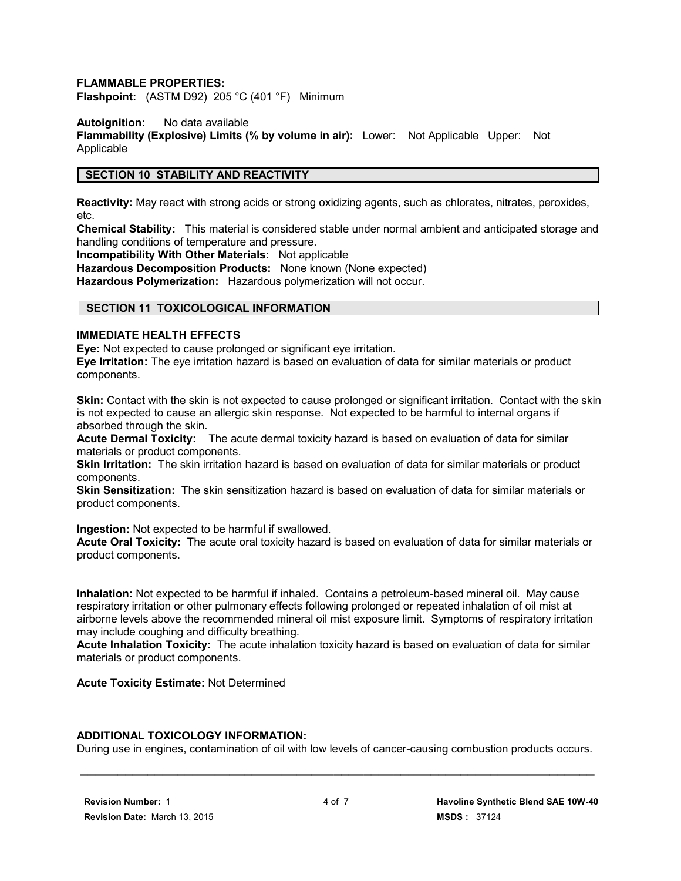**FLAMMABLE PROPERTIES:**
**Flashpoint:** (ASTM D92) 205 °C (401 °F) Minimum

**Autoignition:** No data available
**Flammability (Explosive) Limits (% by volume in air):** Lower: Not Applicable Upper: Not Applicable

## SECTION 10 STABILITY AND REACTIVITY

**Reactivity:** May react with strong acids or strong oxidizing agents, such as chlorates, nitrates, peroxides, etc.
**Chemical Stability:** This material is considered stable under normal ambient and anticipated storage and handling conditions of temperature and pressure.
**Incompatibility With Other Materials:** Not applicable
**Hazardous Decomposition Products:** None known (None expected)
**Hazardous Polymerization:** Hazardous polymerization will not occur.

## SECTION 11 TOXICOLOGICAL INFORMATION

### IMMEDIATE HEALTH EFFECTS

**Eye:** Not expected to cause prolonged or significant eye irritation.
**Eye Irritation:** The eye irritation hazard is based on evaluation of data for similar materials or product components.

**Skin:** Contact with the skin is not expected to cause prolonged or significant irritation. Contact with the skin is not expected to cause an allergic skin response. Not expected to be harmful to internal organs if absorbed through the skin.
**Acute Dermal Toxicity:** The acute dermal toxicity hazard is based on evaluation of data for similar materials or product components.
**Skin Irritation:** The skin irritation hazard is based on evaluation of data for similar materials or product components.
**Skin Sensitization:** The skin sensitization hazard is based on evaluation of data for similar materials or product components.

**Ingestion:** Not expected to be harmful if swallowed.
**Acute Oral Toxicity:** The acute oral toxicity hazard is based on evaluation of data for similar materials or product components.

**Inhalation:** Not expected to be harmful if inhaled. Contains a petroleum-based mineral oil. May cause respiratory irritation or other pulmonary effects following prolonged or repeated inhalation of oil mist at airborne levels above the recommended mineral oil mist exposure limit. Symptoms of respiratory irritation may include coughing and difficulty breathing.
**Acute Inhalation Toxicity:** The acute inhalation toxicity hazard is based on evaluation of data for similar materials or product components.

**Acute Toxicity Estimate:** Not Determined

### ADDITIONAL TOXICOLOGY INFORMATION:

During use in engines, contamination of oil with low levels of cancer-causing combustion products occurs.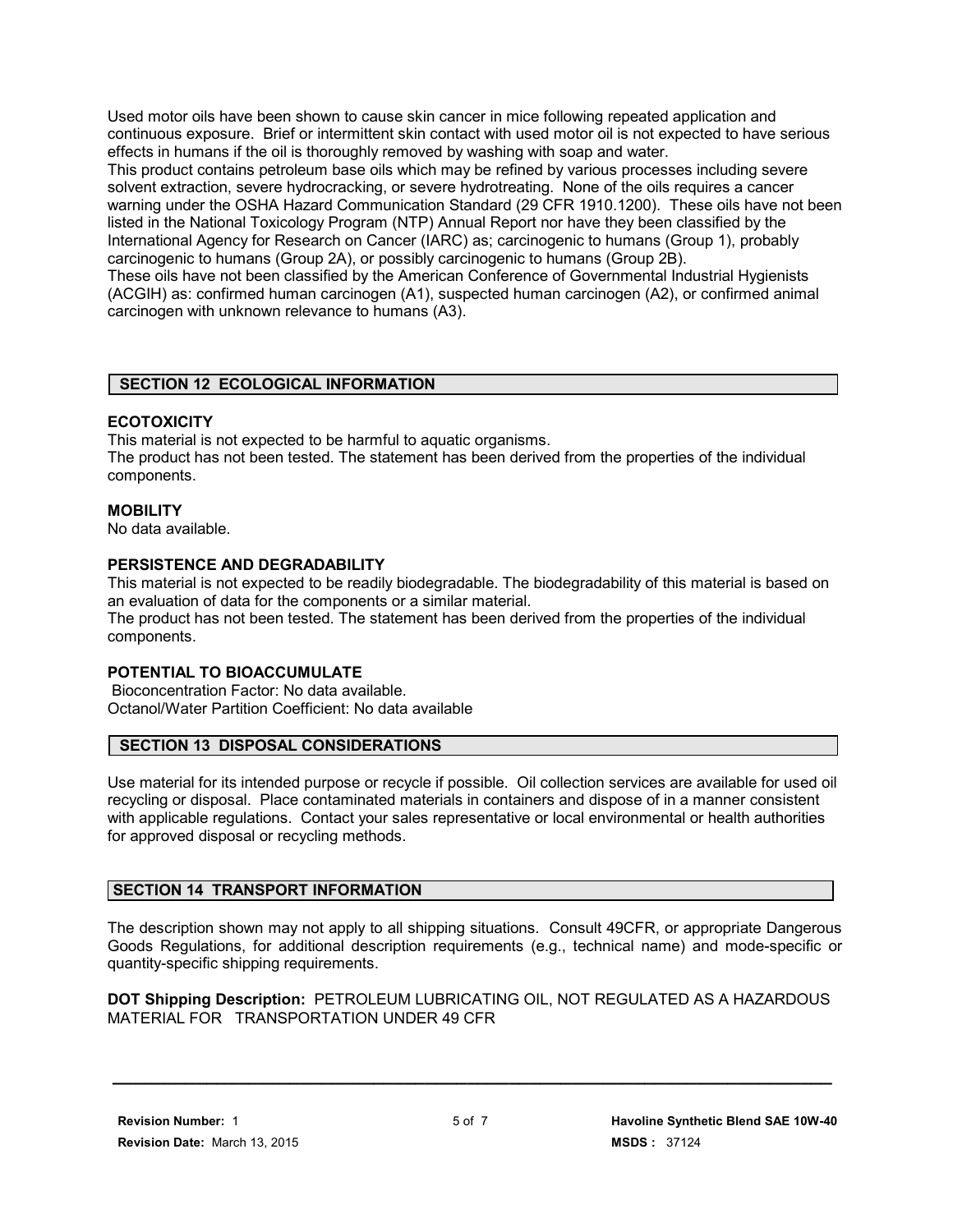Used motor oils have been shown to cause skin cancer in mice following repeated application and continuous exposure. Brief or intermittent skin contact with used motor oil is not expected to have serious effects in humans if the oil is thoroughly removed by washing with soap and water.
This product contains petroleum base oils which may be refined by various processes including severe solvent extraction, severe hydrocracking, or severe hydrotreating. None of the oils requires a cancer warning under the OSHA Hazard Communication Standard (29 CFR 1910.1200). These oils have not been listed in the National Toxicology Program (NTP) Annual Report nor have they been classified by the International Agency for Research on Cancer (IARC) as; carcinogenic to humans (Group 1), probably carcinogenic to humans (Group 2A), or possibly carcinogenic to humans (Group 2B).
These oils have not been classified by the American Conference of Governmental Industrial Hygienists (ACGIH) as: confirmed human carcinogen (A1), suspected human carcinogen (A2), or confirmed animal carcinogen with unknown relevance to humans (A3).

## SECTION 12 ECOLOGICAL INFORMATION

**ECOTOXICITY**
This material is not expected to be harmful to aquatic organisms.
The product has not been tested. The statement has been derived from the properties of the individual components.

**MOBILITY**
No data available.

**PERSISTENCE AND DEGRADABILITY**
This material is not expected to be readily biodegradable. The biodegradability of this material is based on an evaluation of data for the components or a similar material.
The product has not been tested. The statement has been derived from the properties of the individual components.

**POTENTIAL TO BIOACCUMULATE**
Bioconcentration Factor: No data available.
Octanol/Water Partition Coefficient: No data available

## SECTION 13 DISPOSAL CONSIDERATIONS

Use material for its intended purpose or recycle if possible. Oil collection services are available for used oil recycling or disposal. Place contaminated materials in containers and dispose of in a manner consistent with applicable regulations. Contact your sales representative or local environmental or health authorities for approved disposal or recycling methods.

## SECTION 14 TRANSPORT INFORMATION

The description shown may not apply to all shipping situations. Consult 49CFR, or appropriate Dangerous Goods Regulations, for additional description requirements (e.g., technical name) and mode-specific or quantity-specific shipping requirements.

**DOT Shipping Description:** PETROLEUM LUBRICATING OIL, NOT REGULATED AS A HAZARDOUS MATERIAL FOR TRANSPORTATION UNDER 49 CFR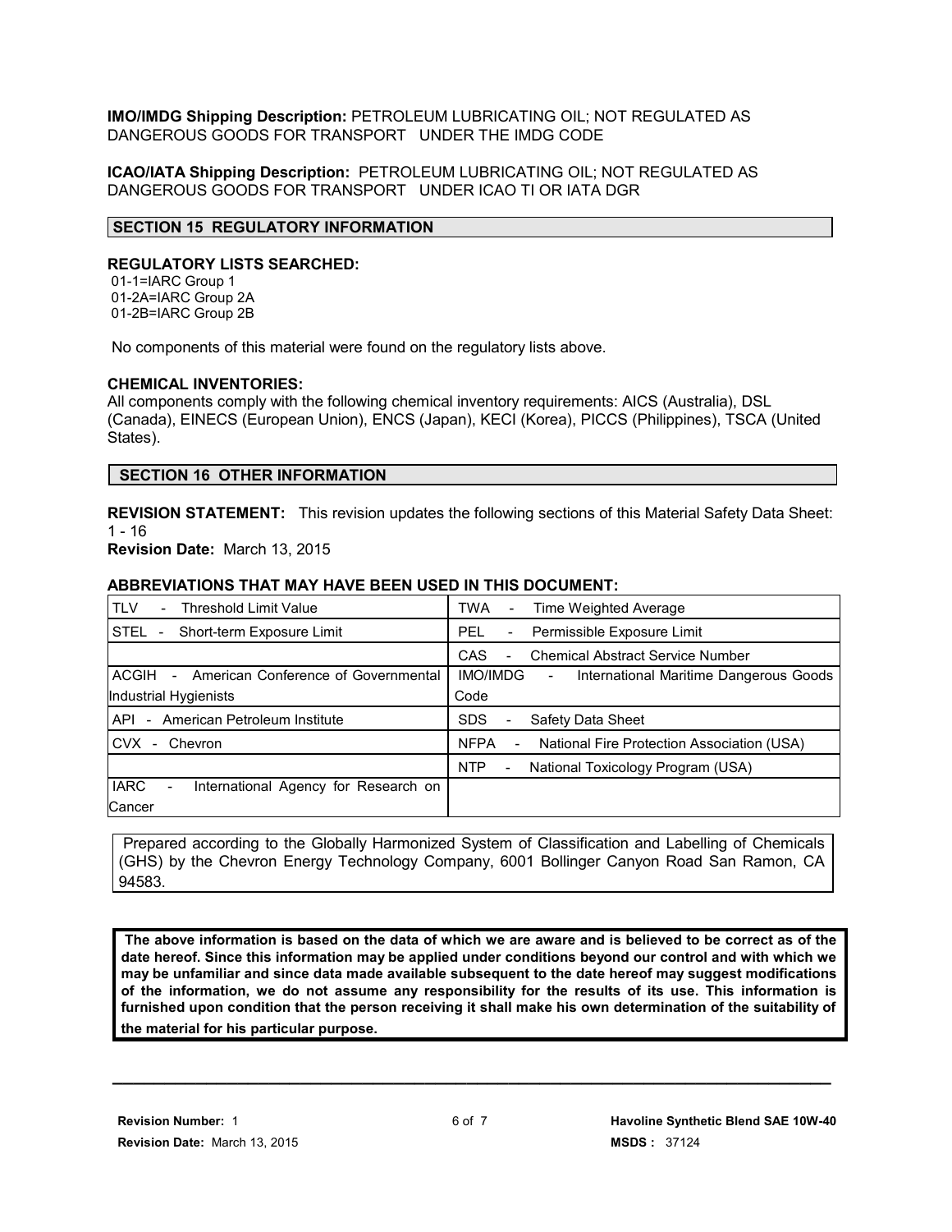**IMO/IMDG Shipping Description:** PETROLEUM LUBRICATING OIL; NOT REGULATED AS DANGEROUS GOODS FOR TRANSPORT UNDER THE IMDG CODE

**ICAO/IATA Shipping Description:** PETROLEUM LUBRICATING OIL; NOT REGULATED AS DANGEROUS GOODS FOR TRANSPORT UNDER ICAO TI OR IATA DGR

## SECTION 15 REGULATORY INFORMATION

**REGULATORY LISTS SEARCHED:**

01-1=IARC Group 1
01-2A=IARC Group 2A
01-2B=IARC Group 2B

No components of this material were found on the regulatory lists above.

**CHEMICAL INVENTORIES:**

All components comply with the following chemical inventory requirements: AICS (Australia), DSL (Canada), EINECS (European Union), ENCS (Japan), KECI (Korea), PICCS (Philippines), TSCA (United States).

## SECTION 16 OTHER INFORMATION

**REVISION STATEMENT:** This revision updates the following sections of this Material Safety Data Sheet: 1 - 16

**Revision Date:** March 13, 2015

**ABBREVIATIONS THAT MAY HAVE BEEN USED IN THIS DOCUMENT:**

| | |
|---|---|
| TLV - Threshold Limit Value | TWA - Time Weighted Average |
| STEL - Short-term Exposure Limit | PEL - Permissible Exposure Limit |
| | CAS - Chemical Abstract Service Number |
| ACGIH - American Conference of Governmental Industrial Hygienists | IMO/IMDG - International Maritime Dangerous Goods Code |
| API - American Petroleum Institute | SDS - Safety Data Sheet |
| CVX - Chevron | NFPA - National Fire Protection Association (USA) |
| | NTP - National Toxicology Program (USA) |
| IARC - International Agency for Research on Cancer | |

Prepared according to the Globally Harmonized System of Classification and Labelling of Chemicals (GHS) by the Chevron Energy Technology Company, 6001 Bollinger Canyon Road San Ramon, CA 94583.

**The above information is based on the data of which we are aware and is believed to be correct as of the date hereof. Since this information may be applied under conditions beyond our control and with which we may be unfamiliar and since data made available subsequent to the date hereof may suggest modifications of the information, we do not assume any responsibility for the results of its use. This information is furnished upon condition that the person receiving it shall make his own determination of the suitability of the material for his particular purpose.**